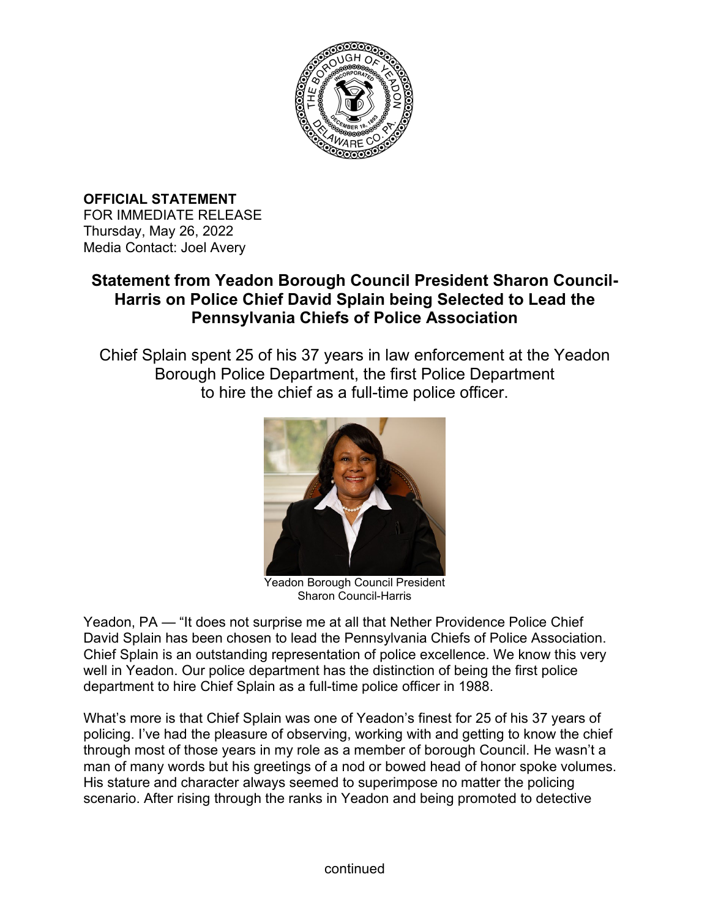**OFFICIAL STATEMENT**
FOR IMMEDIATE RELEASE
Thursday, May 26, 2022
Media Contact: Joel Avery

## Statement from Yeadon Borough Council President Sharon Council-Harris on Police Chief David Splain being Selected to Lead the Pennsylvania Chiefs of Police Association

Chief Splain spent 25 of his 37 years in law enforcement at the Yeadon Borough Police Department, the first Police Department to hire the chief as a full-time police officer.

Yeadon Borough Council President
Sharon Council-Harris

Yeadon, PA — "It does not surprise me at all that Nether Providence Police Chief David Splain has been chosen to lead the Pennsylvania Chiefs of Police Association. Chief Splain is an outstanding representation of police excellence. We know this very well in Yeadon. Our police department has the distinction of being the first police department to hire Chief Splain as a full-time police officer in 1988.

What's more is that Chief Splain was one of Yeadon's finest for 25 of his 37 years of policing. I've had the pleasure of observing, working with and getting to know the chief through most of those years in my role as a member of borough Council. He wasn't a man of many words but his greetings of a nod or bowed head of honor spoke volumes. His stature and character always seemed to superimpose no matter the policing scenario. After rising through the ranks in Yeadon and being promoted to detective

continued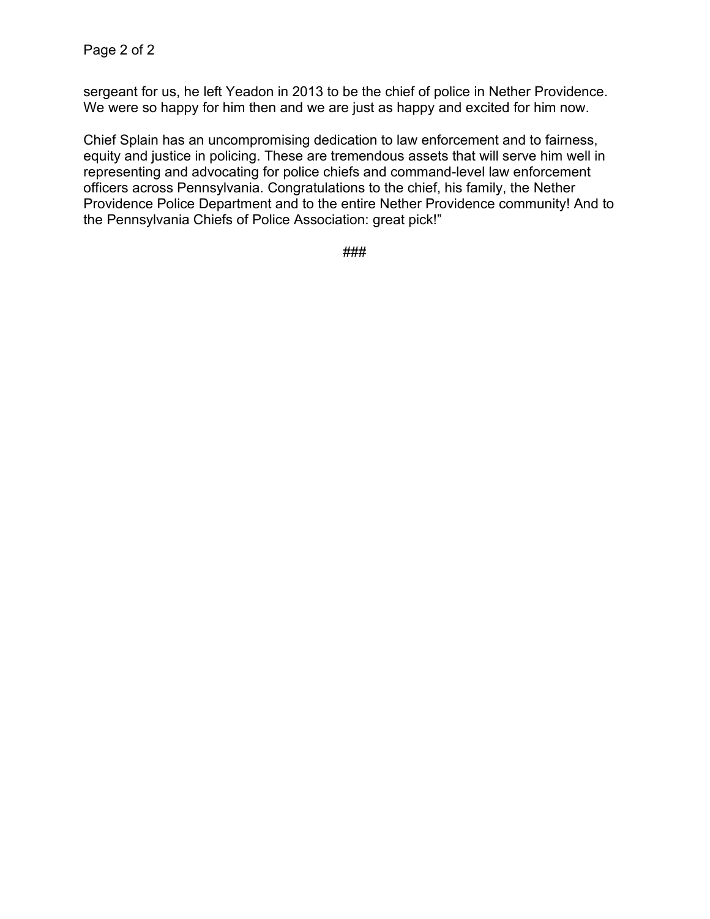sergeant for us, he left Yeadon in 2013 to be the chief of police in Nether Providence. We were so happy for him then and we are just as happy and excited for him now.

Chief Splain has an uncompromising dedication to law enforcement and to fairness, equity and justice in policing. These are tremendous assets that will serve him well in representing and advocating for police chiefs and command-level law enforcement officers across Pennsylvania. Congratulations to the chief, his family, the Nether Providence Police Department and to the entire Nether Providence community! And to the Pennsylvania Chiefs of Police Association: great pick!"

###